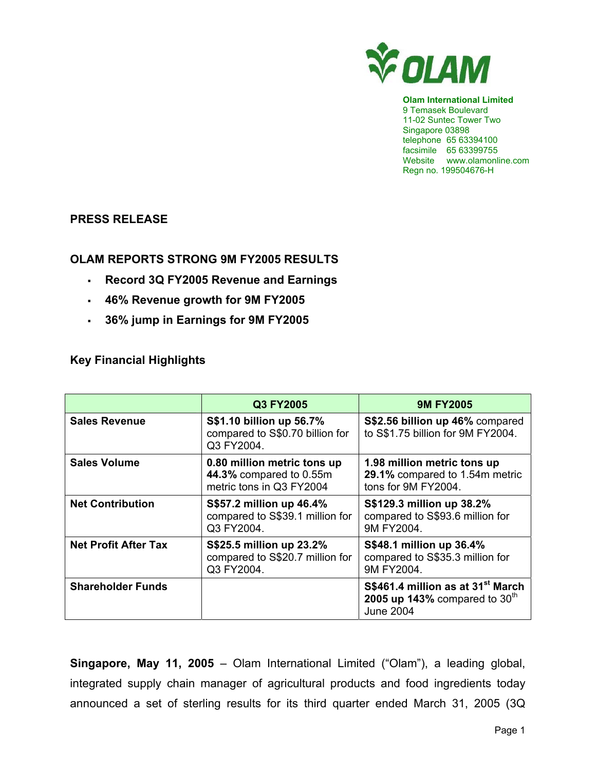**Olam International Limited**
9 Temasek Boulevard
11-02 Suntec Tower Two
Singapore 03898
telephone 65 63394100
facsimile 65 63399755
Website www.olamonline.com
Regn no. 199504676-H

## PRESS RELEASE

## OLAM REPORTS STRONG 9M FY2005 RESULTS

- **Record 3Q FY2005 Revenue and Earnings**
- **46% Revenue growth for 9M FY2005**
- **36% jump in Earnings for 9M FY2005**

### Key Financial Highlights

| | Q3 FY2005 | 9M FY2005 |
|---|---|---|
| **Sales Revenue** | **S$1.10 billion up 56.7%** compared to S$0.70 billion for Q3 FY2004. | **S$2.56 billion up 46%** compared to S$1.75 billion for 9M FY2004. |
| **Sales Volume** | **0.80 million metric tons up 44.3%** compared to 0.55m metric tons in Q3 FY2004 | **1.98 million metric tons up 29.1%** compared to 1.54m metric tons for 9M FY2004. |
| **Net Contribution** | **S$57.2 million up 46.4%** compared to S$39.1 million for Q3 FY2004. | **S$129.3 million up 38.2%** compared to S$93.6 million for 9M FY2004. |
| **Net Profit After Tax** | **S$25.5 million up 23.2%** compared to S$20.7 million for Q3 FY2004. | **S$48.1 million up 36.4%** compared to S$35.3 million for 9M FY2004. |
| **Shareholder Funds** | | **S$461.4 million as at 31st March 2005 up 143%** compared to 30th June 2004 |

**Singapore, May 11, 2005** – Olam International Limited ("Olam"), a leading global, integrated supply chain manager of agricultural products and food ingredients today announced a set of sterling results for its third quarter ended March 31, 2005 (3Q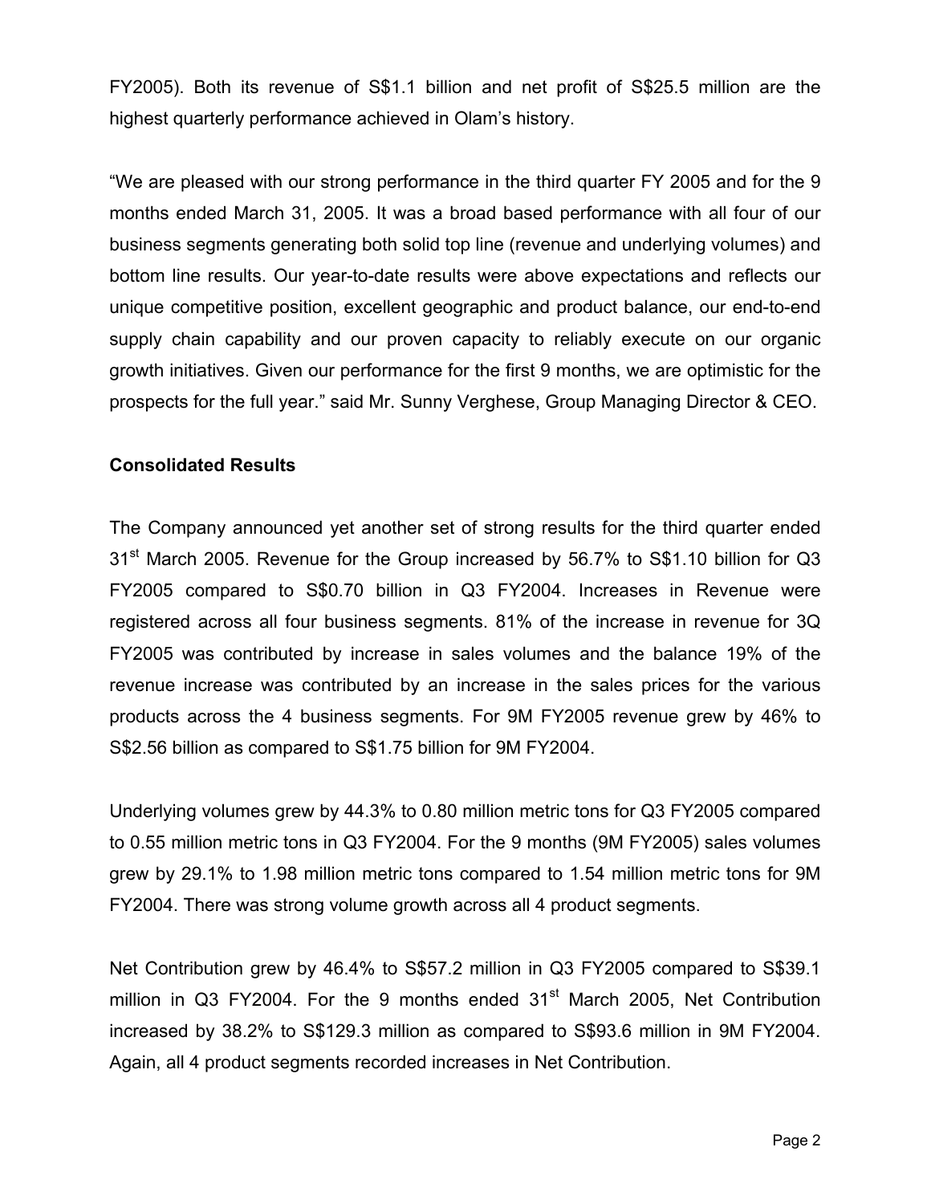FY2005). Both its revenue of S$1.1 billion and net profit of S$25.5 million are the highest quarterly performance achieved in Olam's history.

"We are pleased with our strong performance in the third quarter FY 2005 and for the 9 months ended March 31, 2005. It was a broad based performance with all four of our business segments generating both solid top line (revenue and underlying volumes) and bottom line results. Our year-to-date results were above expectations and reflects our unique competitive position, excellent geographic and product balance, our end-to-end supply chain capability and our proven capacity to reliably execute on our organic growth initiatives. Given our performance for the first 9 months, we are optimistic for the prospects for the full year." said Mr. Sunny Verghese, Group Managing Director & CEO.

**Consolidated Results**

The Company announced yet another set of strong results for the third quarter ended 31st March 2005. Revenue for the Group increased by 56.7% to S$1.10 billion for Q3 FY2005 compared to S$0.70 billion in Q3 FY2004. Increases in Revenue were registered across all four business segments. 81% of the increase in revenue for 3Q FY2005 was contributed by increase in sales volumes and the balance 19% of the revenue increase was contributed by an increase in the sales prices for the various products across the 4 business segments. For 9M FY2005 revenue grew by 46% to S$2.56 billion as compared to S$1.75 billion for 9M FY2004.

Underlying volumes grew by 44.3% to 0.80 million metric tons for Q3 FY2005 compared to 0.55 million metric tons in Q3 FY2004. For the 9 months (9M FY2005) sales volumes grew by 29.1% to 1.98 million metric tons compared to 1.54 million metric tons for 9M FY2004. There was strong volume growth across all 4 product segments.

Net Contribution grew by 46.4% to S$57.2 million in Q3 FY2005 compared to S$39.1 million in Q3 FY2004. For the 9 months ended 31st March 2005, Net Contribution increased by 38.2% to S$129.3 million as compared to S$93.6 million in 9M FY2004. Again, all 4 product segments recorded increases in Net Contribution.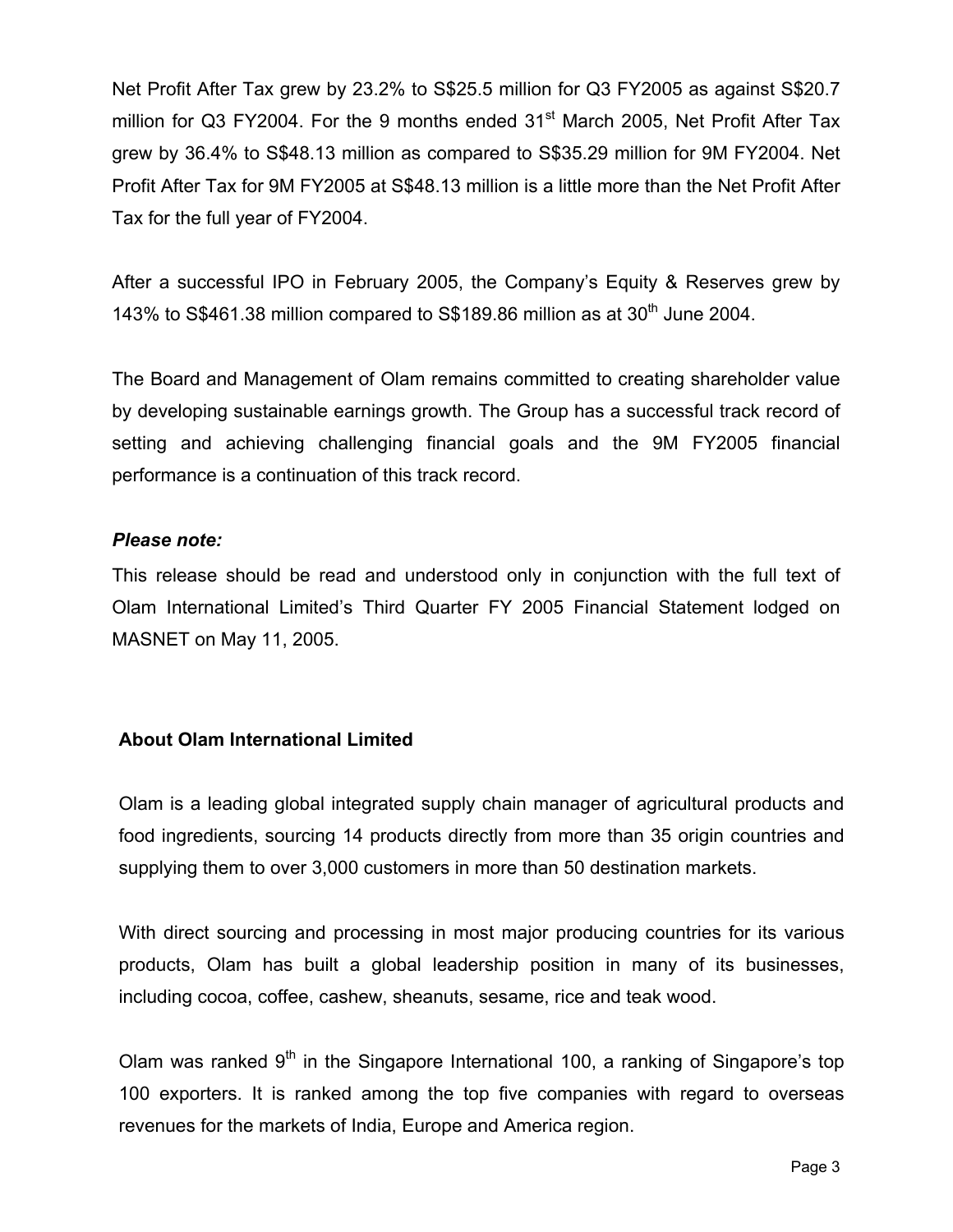Net Profit After Tax grew by 23.2% to S$25.5 million for Q3 FY2005 as against S$20.7 million for Q3 FY2004. For the 9 months ended 31st March 2005, Net Profit After Tax grew by 36.4% to S$48.13 million as compared to S$35.29 million for 9M FY2004. Net Profit After Tax for 9M FY2005 at S$48.13 million is a little more than the Net Profit After Tax for the full year of FY2004.

After a successful IPO in February 2005, the Company's Equity & Reserves grew by 143% to S$461.38 million compared to S$189.86 million as at 30th June 2004.

The Board and Management of Olam remains committed to creating shareholder value by developing sustainable earnings growth. The Group has a successful track record of setting and achieving challenging financial goals and the 9M FY2005 financial performance is a continuation of this track record.

***Please note:***

This release should be read and understood only in conjunction with the full text of Olam International Limited's Third Quarter FY 2005 Financial Statement lodged on MASNET on May 11, 2005.

**About Olam International Limited**

Olam is a leading global integrated supply chain manager of agricultural products and food ingredients, sourcing 14 products directly from more than 35 origin countries and supplying them to over 3,000 customers in more than 50 destination markets.

With direct sourcing and processing in most major producing countries for its various products, Olam has built a global leadership position in many of its businesses, including cocoa, coffee, cashew, sheanuts, sesame, rice and teak wood.

Olam was ranked 9th in the Singapore International 100, a ranking of Singapore's top 100 exporters. It is ranked among the top five companies with regard to overseas revenues for the markets of India, Europe and America region.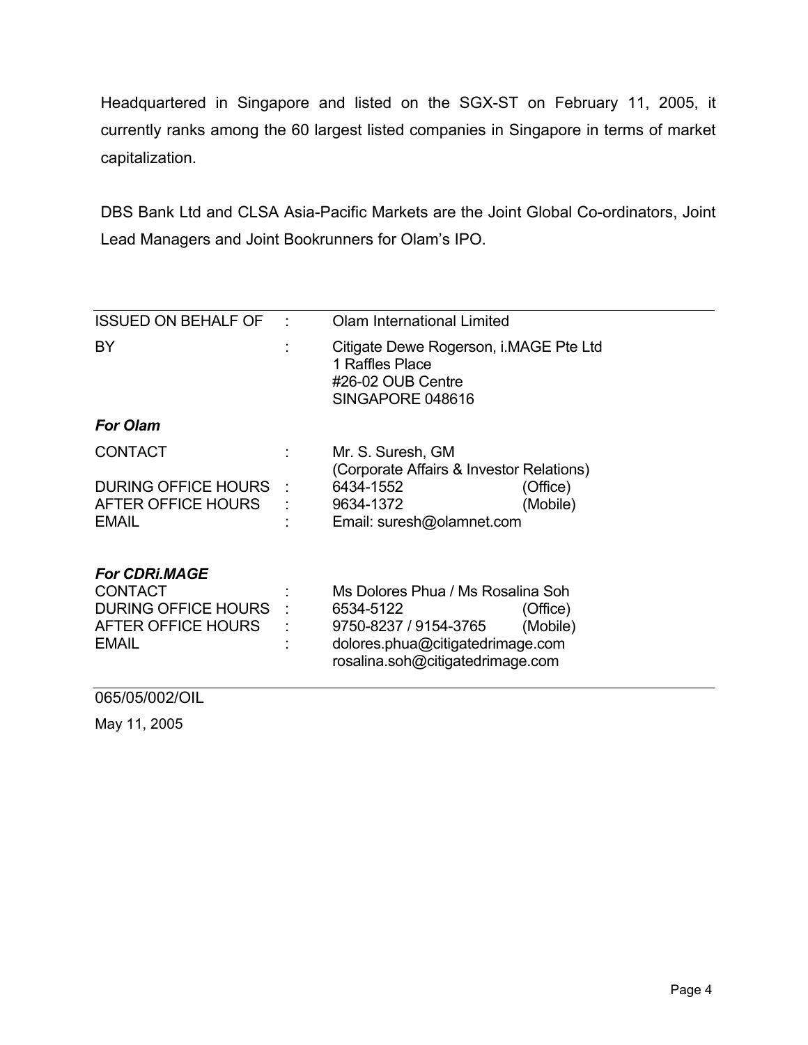Headquartered in Singapore and listed on the SGX-ST on February 11, 2005, it currently ranks among the 60 largest listed companies in Singapore in terms of market capitalization.

DBS Bank Ltd and CLSA Asia-Pacific Markets are the Joint Global Co-ordinators, Joint Lead Managers and Joint Bookrunners for Olam's IPO.

| | | | |
|---|---|---|---|
| ISSUED ON BEHALF OF | : | Olam International Limited | |
| BY | : | Citigate Dewe Rogerson, i.MAGE Pte Ltd<br>1 Raffles Place<br>#26-02 OUB Centre<br>SINGAPORE 048616 | |
| ***For Olam*** | | | |
| CONTACT | : | Mr. S. Suresh, GM<br>(Corporate Affairs & Investor Relations) | |
| DURING OFFICE HOURS | : | 6434-1552 | (Office) |
| AFTER OFFICE HOURS | : | 9634-1372 | (Mobile) |
| EMAIL | : | Email: suresh@olamnet.com | |
| ***For CDRi.MAGE*** | | | |
| CONTACT | : | Ms Dolores Phua / Ms Rosalina Soh | |
| DURING OFFICE HOURS | : | 6534-5122 | (Office) |
| AFTER OFFICE HOURS | : | 9750-8237 / 9154-3765 | (Mobile) |
| EMAIL | : | dolores.phua@citigatedrimage.com<br>rosalina.soh@citigatedrimage.com | |

065/05/002/OIL

May 11, 2005